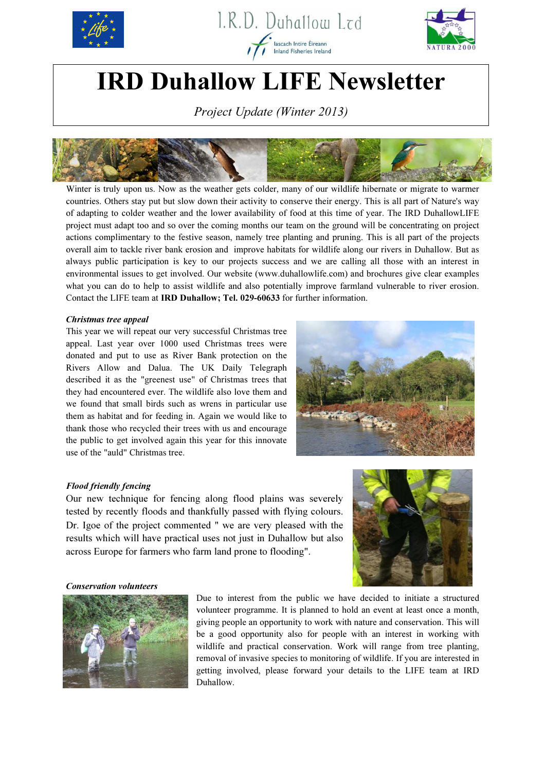# IRD Duhallow LIFE Newsletter

*Project Update (Winter 2013)*

Winter is truly upon us. Now as the weather gets colder, many of our wildlife hibernate or migrate to warmer countries. Others stay put but slow down their activity to conserve their energy. This is all part of Nature's way of adapting to colder weather and the lower availability of food at this time of year. The IRD DuhallowLIFE project must adapt too and so over the coming months our team on the ground will be concentrating on project actions complimentary to the festive season, namely tree planting and pruning. This is all part of the projects overall aim to tackle river bank erosion and improve habitats for wildlife along our rivers in Duhallow. But as always public participation is key to our projects success and we are calling all those with an interest in environmental issues to get involved. Our website (www.duhallowlife.com) and brochures give clear examples what you can do to help to assist wildlife and also potentially improve farmland vulnerable to river erosion. Contact the LIFE team at **IRD Duhallow; Tel. 029-60633** for further information.

***Christmas tree appeal***

This year we will repeat our very successful Christmas tree appeal. Last year over 1000 used Christmas trees were donated and put to use as River Bank protection on the Rivers Allow and Dalua. The UK Daily Telegraph described it as the "greenest use" of Christmas trees that they had encountered ever. The wildlife also love them and we found that small birds such as wrens in particular use them as habitat and for feeding in. Again we would like to thank those who recycled their trees with us and encourage the public to get involved again this year for this innovate use of the "auld" Christmas tree.

***Flood friendly fencing***

Our new technique for fencing along flood plains was severely tested by recently floods and thankfully passed with flying colours. Dr. Igoe of the project commented " we are very pleased with the results which will have practical uses not just in Duhallow but also across Europe for farmers who farm land prone to flooding".

***Conservation volunteers***

Due to interest from the public we have decided to initiate a structured volunteer programme. It is planned to hold an event at least once a month, giving people an opportunity to work with nature and conservation. This will be a good opportunity also for people with an interest in working with wildlife and practical conservation. Work will range from tree planting, removal of invasive species to monitoring of wildlife. If you are interested in getting involved, please forward your details to the LIFE team at IRD Duhallow.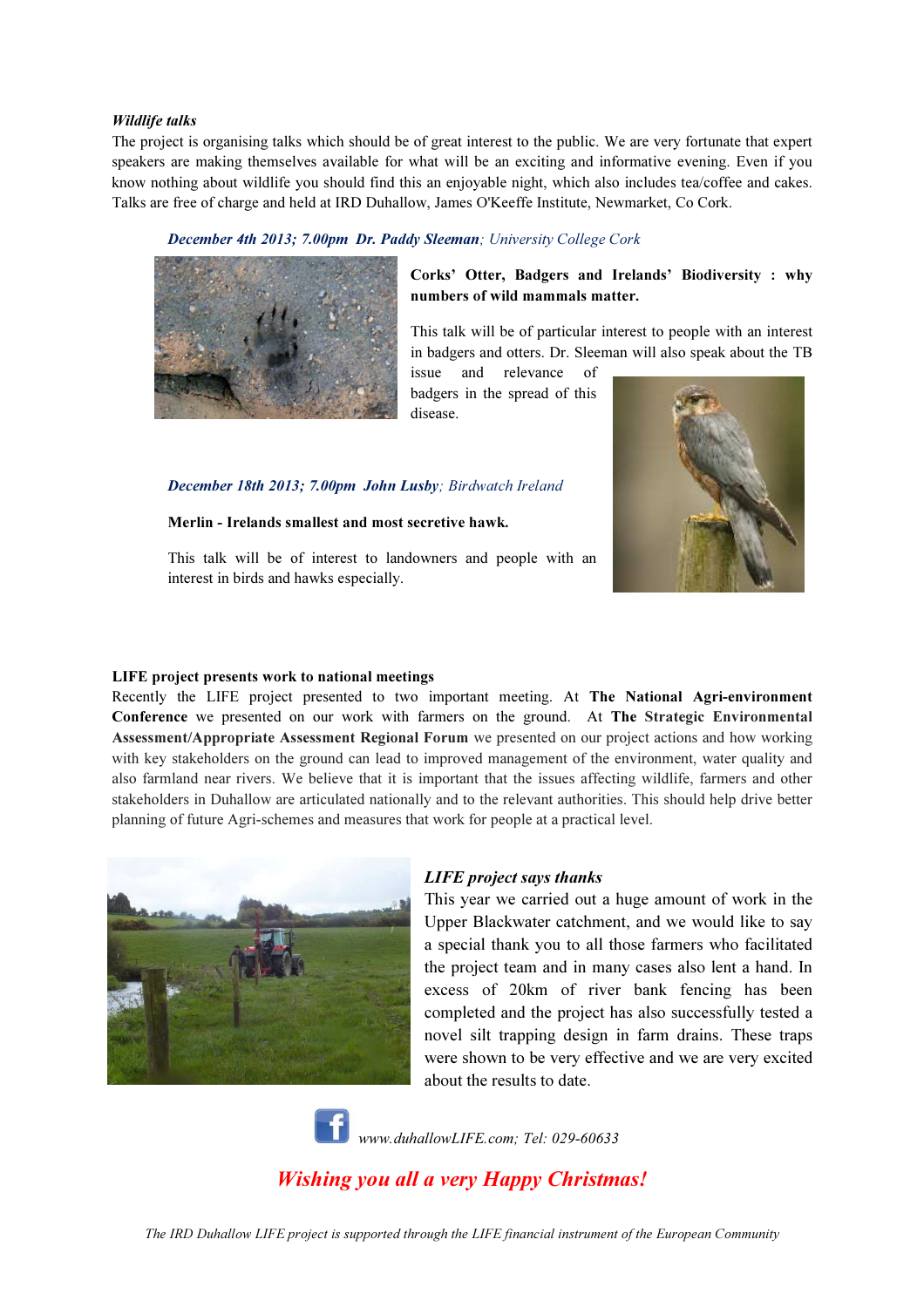***Wildlife talks***

The project is organising talks which should be of great interest to the public. We are very fortunate that expert speakers are making themselves available for what will be an exciting and informative evening. Even if you know nothing about wildlife you should find this an enjoyable night, which also includes tea/coffee and cakes. Talks are free of charge and held at IRD Duhallow, James O'Keeffe Institute, Newmarket, Co Cork.

***December 4th 2013; 7.00pm Dr. Paddy Sleeman****; University College Cork*

**Corks' Otter, Badgers and Irelands' Biodiversity : why numbers of wild mammals matter.**

This talk will be of particular interest to people with an interest in badgers and otters. Dr. Sleeman will also speak about the TB issue and relevance of badgers in the spread of this disease.

***December 18th 2013; 7.00pm John Lusby****; Birdwatch Ireland*

**Merlin - Irelands smallest and most secretive hawk.**

This talk will be of interest to landowners and people with an interest in birds and hawks especially.

**LIFE project presents work to national meetings**

Recently the LIFE project presented to two important meeting. At **The National Agri-environment Conference** we presented on our work with farmers on the ground. At **The Strategic Environmental Assessment/Appropriate Assessment Regional Forum** we presented on our project actions and how working with key stakeholders on the ground can lead to improved management of the environment, water quality and also farmland near rivers. We believe that it is important that the issues affecting wildlife, farmers and other stakeholders in Duhallow are articulated nationally and to the relevant authorities. This should help drive better planning of future Agri-schemes and measures that work for people at a practical level.

***LIFE project says thanks***

This year we carried out a huge amount of work in the Upper Blackwater catchment, and we would like to say a special thank you to all those farmers who facilitated the project team and in many cases also lent a hand. In excess of 20km of river bank fencing has been completed and the project has also successfully tested a novel silt trapping design in farm drains. These traps were shown to be very effective and we are very excited about the results to date.

*www.duhallowLIFE.com; Tel: 029-60633*

***Wishing you all a very Happy Christmas!***

*The IRD Duhallow LIFE project is supported through the LIFE financial instrument of the European Community*